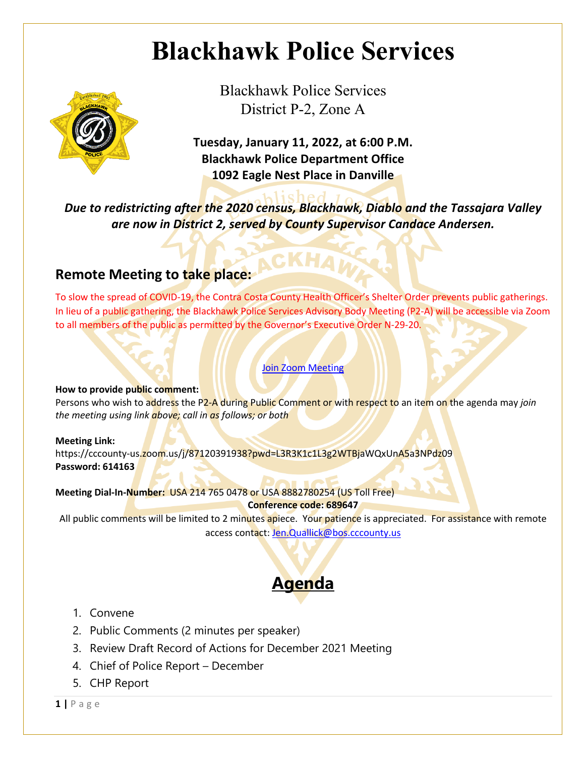# Blackhawk Police Services

Blackhawk Police Services
District P-2, Zone A

**Tuesday, January 11, 2022, at 6:00 P.M.**
**Blackhawk Police Department Office**
**1092 Eagle Nest Place in Danville**

***Due to redistricting after the 2020 census, Blackhawk, Diablo and the Tassajara Valley are now in District 2, served by County Supervisor Candace Andersen.***

## Remote Meeting to take place:

To slow the spread of COVID-19, the Contra Costa County Health Officer's Shelter Order prevents public gatherings. In lieu of a public gathering, the Blackhawk Police Services Advisory Body Meeting (P2-A) will be accessible via Zoom to all members of the public as permitted by the Governor's Executive Order N-29-20.

Join Zoom Meeting

**How to provide public comment:**
Persons who wish to address the P2-A during Public Comment or with respect to an item on the agenda may *join the meeting using link above; call in as follows; or both*

**Meeting Link:**
https://cccounty-us.zoom.us/j/87120391938?pwd=L3R3K1c1L3g2WTBjaWQxUnA5a3NPdz09
**Password: 614163**

**Meeting Dial-In-Number:** USA 214 765 0478 or USA 8882780254 (US Toll Free)
**Conference code: 689647**

All public comments will be limited to 2 minutes apiece. Your patience is appreciated. For assistance with remote access contact: Jen.Quallick@bos.cccounty.us

## Agenda

1. Convene
2. Public Comments (2 minutes per speaker)
3. Review Draft Record of Actions for December 2021 Meeting
4. Chief of Police Report – December
5. CHP Report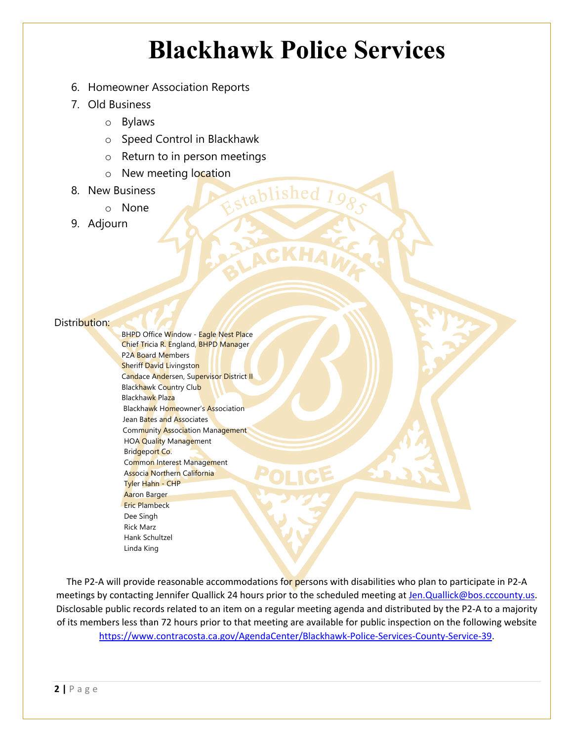# Blackhawk Police Services

6. Homeowner Association Reports
7. Old Business
   - Bylaws
   - Speed Control in Blackhawk
   - Return to in person meetings
   - New meeting location
8. New Business
   - None
9. Adjourn

Distribution:

BHPD Office Window - Eagle Nest Place
Chief Tricia R. England, BHPD Manager
P2A Board Members
Sheriff David Livingston
Candace Andersen, Supervisor District II
Blackhawk Country Club
Blackhawk Plaza
Blackhawk Homeowner's Association
Jean Bates and Associates
Community Association Management
HOA Quality Management
Bridgeport Co.
Common Interest Management
Associa Northern California
Tyler Hahn - CHP
Aaron Barger
Eric Plambeck
Dee Singh
Rick Marz
Hank Schultzel
Linda King

The P2-A will provide reasonable accommodations for persons with disabilities who plan to participate in P2-A meetings by contacting Jennifer Quallick 24 hours prior to the scheduled meeting at Jen.Quallick@bos.cccounty.us. Disclosable public records related to an item on a regular meeting agenda and distributed by the P2-A to a majority of its members less than 72 hours prior to that meeting are available for public inspection on the following website https://www.contracosta.ca.gov/AgendaCenter/Blackhawk-Police-Services-County-Service-39.